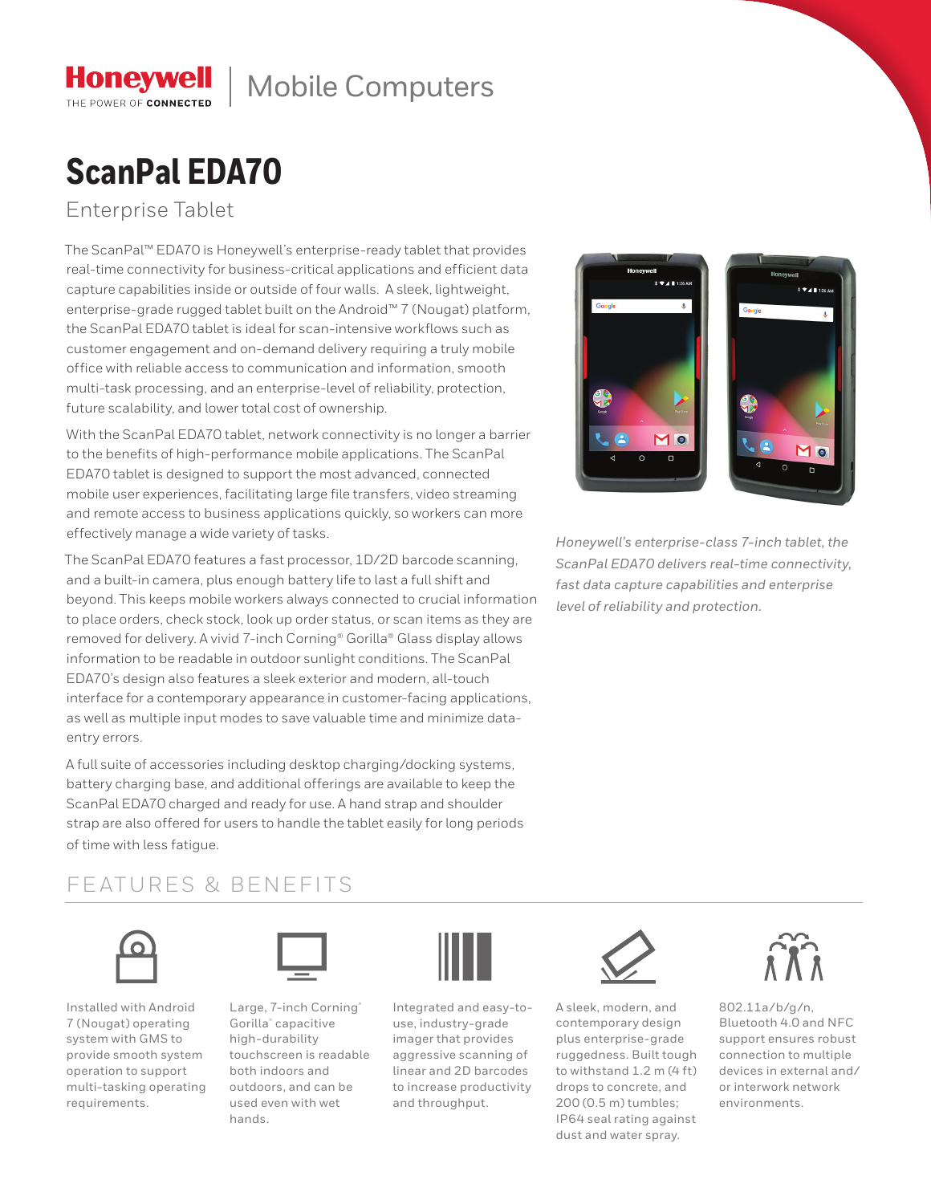Honeywell | Mobile Computers

THE POWER OF CONNECTED

# ScanPal EDA70

## Enterprise Tablet

The ScanPal™ EDA70 is Honeywell's enterprise-ready tablet that provides real-time connectivity for business-critical applications and efficient data capture capabilities inside or outside of four walls. A sleek, lightweight, enterprise-grade rugged tablet built on the Android™ 7 (Nougat) platform, the ScanPal EDA70 tablet is ideal for scan-intensive workflows such as customer engagement and on-demand delivery requiring a truly mobile office with reliable access to communication and information, smooth multi-task processing, and an enterprise-level of reliability, protection, future scalability, and lower total cost of ownership.

With the ScanPal EDA70 tablet, network connectivity is no longer a barrier to the benefits of high-performance mobile applications. The ScanPal EDA70 tablet is designed to support the most advanced, connected mobile user experiences, facilitating large file transfers, video streaming and remote access to business applications quickly, so workers can more effectively manage a wide variety of tasks.

The ScanPal EDA70 features a fast processor, 1D/2D barcode scanning, and a built-in camera, plus enough battery life to last a full shift and beyond. This keeps mobile workers always connected to crucial information to place orders, check stock, look up order status, or scan items as they are removed for delivery. A vivid 7-inch Corning® Gorilla® Glass display allows information to be readable in outdoor sunlight conditions. The ScanPal EDA70's design also features a sleek exterior and modern, all-touch interface for a contemporary appearance in customer-facing applications, as well as multiple input modes to save valuable time and minimize data-entry errors.

A full suite of accessories including desktop charging/docking systems, battery charging base, and additional offerings are available to keep the ScanPal EDA70 charged and ready for use. A hand strap and shoulder strap are also offered for users to handle the tablet easily for long periods of time with less fatigue.

*Honeywell's enterprise-class 7-inch tablet, the ScanPal EDA70 delivers real-time connectivity, fast data capture capabilities and enterprise level of reliability and protection.*

## FEATURES & BENEFITS

- Installed with Android 7 (Nougat) operating system with GMS to provide smooth system operation to support multi-tasking operating requirements.
- Large, 7-inch Corning® Gorilla® capacitive high-durability touchscreen is readable both indoors and outdoors, and can be used even with wet hands.
- Integrated and easy-to-use, industry-grade imager that provides aggressive scanning of linear and 2D barcodes to increase productivity and throughput.
- A sleek, modern, and contemporary design plus enterprise-grade ruggedness. Built tough to withstand 1.2 m (4 ft) drops to concrete, and 200 (0.5 m) tumbles; IP64 seal rating against dust and water spray.
- 802.11a/b/g/n, Bluetooth 4.0 and NFC support ensures robust connection to multiple devices in external and/or interwork network environments.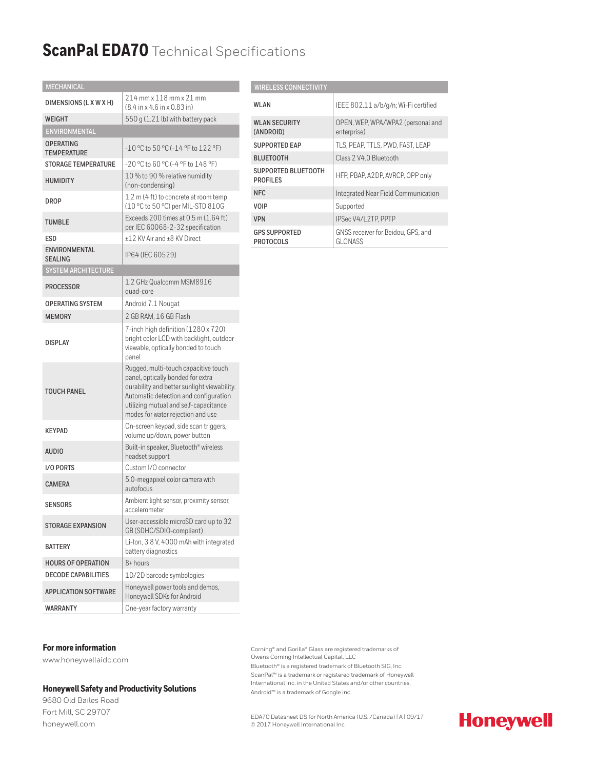# **ScanPal EDA70** Technical Specifications

| MECHANICAL | |
|---|---|
| DIMENSIONS (L X W X H) | 214 mm x 118 mm x 21 mm (8.4 in x 4.6 in x 0.83 in) |
| WEIGHT | 550 g (1.21 lb) with battery pack |
| **ENVIRONMENTAL** | |
| OPERATING TEMPERATURE | -10 °C to 50 °C (-14 °F to 122 °F) |
| STORAGE TEMPERATURE | -20 °C to 60 °C (-4 °F to 148 °F) |
| HUMIDITY | 10 % to 90 % relative humidity (non-condensing) |
| DROP | 1.2 m (4 ft) to concrete at room temp (10 °C to 50 °C) per MIL-STD 810G |
| TUMBLE | Exceeds 200 times at 0.5 m (1.64 ft) per IEC 60068-2-32 specification |
| ESD | ±12 KV Air and ±8 KV Direct |
| ENVIRONMENTAL SEALING | IP64 (IEC 60529) |
| **SYSTEM ARCHITECTURE** | |
| PROCESSOR | 1.2 GHz Qualcomm MSM8916 quad-core |
| OPERATING SYSTEM | Android 7.1 Nougat |
| MEMORY | 2 GB RAM, 16 GB Flash |
| DISPLAY | 7-inch high definition (1280 x 720) bright color LCD with backlight, outdoor viewable, optically bonded to touch panel |
| TOUCH PANEL | Rugged, multi-touch capacitive touch panel, optically bonded for extra durability and better sunlight viewability. Automatic detection and configuration utilizing mutual and self-capacitance modes for water rejection and use |
| KEYPAD | On-screen keypad, side scan triggers, volume up/down, power button |
| AUDIO | Built-in speaker, Bluetooth® wireless headset support |
| I/O PORTS | Custom I/O connector |
| CAMERA | 5.0-megapixel color camera with autofocus |
| SENSORS | Ambient light sensor, proximity sensor, accelerometer |
| STORAGE EXPANSION | User-accessible microSD card up to 32 GB (SDHC/SDIO-compliant) |
| BATTERY | Li-Ion, 3.8 V, 4000 mAh with integrated battery diagnostics |
| HOURS OF OPERATION | 8+ hours |
| DECODE CAPABILITIES | 1D/2D barcode symbologies |
| APPLICATION SOFTWARE | Honeywell power tools and demos, Honeywell SDKs for Android |
| WARRANTY | One-year factory warranty |

| WIRELESS CONNECTIVITY | |
|---|---|
| WLAN | IEEE 802.11 a/b/g/n; Wi-Fi certified |
| WLAN SECURITY (ANDROID) | OPEN, WEP, WPA/WPA2 (personal and enterprise) |
| SUPPORTED EAP | TLS, PEAP, TTLS, PWD, FAST, LEAP |
| BLUETOOTH | Class 2 V4.0 Bluetooth |
| SUPPORTED BLUETOOTH PROFILES | HFP, PBAP, A2DP, AVRCP, OPP only |
| NFC | Integrated Near Field Communication |
| VOIP | Supported |
| VPN | IPSec V4/L2TP, PPTP |
| GPS SUPPORTED PROTOCOLS | GNSS receiver for Beidou, GPS, and GLONASS |

**For more information**

www.honeywellaidc.com

**Honeywell Safety and Productivity Solutions**

9680 Old Bailes Road
Fort Mill, SC 29707
honeywell.com

Corning® and Gorilla® Glass are registered trademarks of Owens Corning Intellectual Capital, LLC
Bluetooth® is a registered trademark of Bluetooth SIG, Inc.
ScanPal™ is a trademark or registered trademark of Honeywell International Inc. in the United States and/or other countries.
Android™ is a trademark of Google Inc.

EDA70 Datasheet DS for North America (U.S. /Canada) | A | 09/17
© 2017 Honeywell International Inc.

**Honeywell**